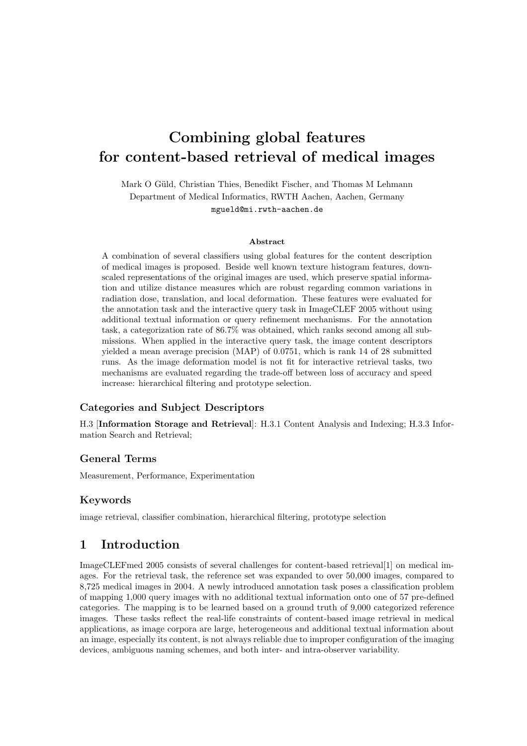# Combining global features for content-based retrieval of medical images

Mark O Güld, Christian Thies, Benedikt Fischer, and Thomas M Lehmann
Department of Medical Informatics, RWTH Aachen, Aachen, Germany
mgueld@mi.rwth-aachen.de

### Abstract

A combination of several classifiers using global features for the content description of medical images is proposed. Beside well known texture histogram features, downscaled representations of the original images are used, which preserve spatial information and utilize distance measures which are robust regarding common variations in radiation dose, translation, and local deformation. These features were evaluated for the annotation task and the interactive query task in ImageCLEF 2005 without using additional textual information or query refinement mechanisms. For the annotation task, a categorization rate of 86.7% was obtained, which ranks second among all submissions. When applied in the interactive query task, the image content descriptors yielded a mean average precision (MAP) of 0.0751, which is rank 14 of 28 submitted runs. As the image deformation model is not fit for interactive retrieval tasks, two mechanisms are evaluated regarding the trade-off between loss of accuracy and speed increase: hierarchical filtering and prototype selection.

### Categories and Subject Descriptors

H.3 [**Information Storage and Retrieval**]: H.3.1 Content Analysis and Indexing; H.3.3 Information Search and Retrieval;

### General Terms

Measurement, Performance, Experimentation

### Keywords

image retrieval, classifier combination, hierarchical filtering, prototype selection

## 1 Introduction

ImageCLEFmed 2005 consists of several challenges for content-based retrieval[1] on medical images. For the retrieval task, the reference set was expanded to over 50,000 images, compared to 8,725 medical images in 2004. A newly introduced annotation task poses a classification problem of mapping 1,000 query images with no additional textual information onto one of 57 pre-defined categories. The mapping is to be learned based on a ground truth of 9,000 categorized reference images. These tasks reflect the real-life constraints of content-based image retrieval in medical applications, as image corpora are large, heterogeneous and additional textual information about an image, especially its content, is not always reliable due to improper configuration of the imaging devices, ambiguous naming schemes, and both inter- and intra-observer variability.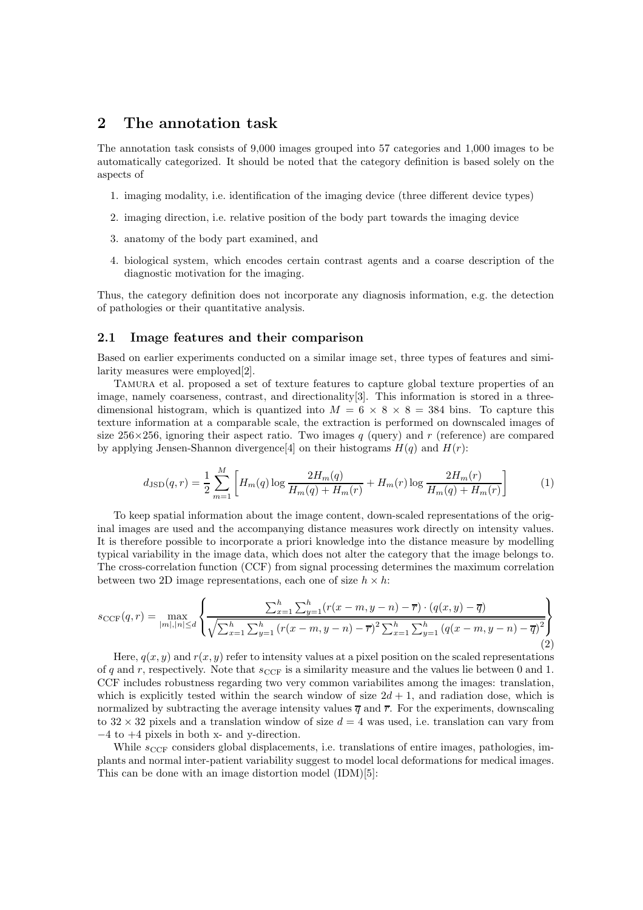## 2 The annotation task

The annotation task consists of 9,000 images grouped into 57 categories and 1,000 images to be automatically categorized. It should be noted that the category definition is based solely on the aspects of

1. imaging modality, i.e. identification of the imaging device (three different device types)
2. imaging direction, i.e. relative position of the body part towards the imaging device
3. anatomy of the body part examined, and
4. biological system, which encodes certain contrast agents and a coarse description of the diagnostic motivation for the imaging.

Thus, the category definition does not incorporate any diagnosis information, e.g. the detection of pathologies or their quantitative analysis.

### 2.1 Image features and their comparison

Based on earlier experiments conducted on a similar image set, three types of features and similarity measures were employed[2].

Tamura et al. proposed a set of texture features to capture global texture properties of an image, namely coarseness, contrast, and directionality[3]. This information is stored in a three-dimensional histogram, which is quantized into $M = 6 \times 8 \times 8 = 384$ bins. To capture this texture information at a comparable scale, the extraction is performed on downscaled images of size 256×256, ignoring their aspect ratio. Two images $q$ (query) and $r$ (reference) are compared by applying Jensen-Shannon divergence[4] on their histograms $H(q)$ and $H(r)$:

$$d_{\text{JSD}}(q, r) = \frac{1}{2} \sum_{m=1}^{M} \left[ H_m(q) \log \frac{2H_m(q)}{H_m(q) + H_m(r)} + H_m(r) \log \frac{2H_m(r)}{H_m(q) + H_m(r)} \right] \tag{1}$$

To keep spatial information about the image content, down-scaled representations of the original images are used and the accompanying distance measures work directly on intensity values. It is therefore possible to incorporate a priori knowledge into the distance measure by modelling typical variability in the image data, which does not alter the category that the image belongs to. The cross-correlation function (CCF) from signal processing determines the maximum correlation between two 2D image representations, each one of size $h \times h$:

$$s_{\text{CCF}}(q, r) = \max_{|m|,|n| \le d} \left\{ \frac{\sum_{x=1}^{h} \sum_{y=1}^{h} (r(x-m, y-n) - \overline{r}) \cdot (q(x,y) - \overline{q})}{\sqrt{\sum_{x=1}^{h} \sum_{y=1}^{h} (r(x-m, y-n) - \overline{r})^2 \sum_{x=1}^{h} \sum_{y=1}^{h} (q(x-m, y-n) - \overline{q})^2}} \right\} \tag{2}$$

Here, $q(x, y)$ and $r(x, y)$ refer to intensity values at a pixel position on the scaled representations of $q$ and $r$, respectively. Note that $s_{\text{CCF}}$ is a similarity measure and the values lie between 0 and 1. CCF includes robustness regarding two very common variabilites among the images: translation, which is explicitly tested within the search window of size $2d + 1$, and radiation dose, which is normalized by subtracting the average intensity values $\overline{q}$ and $\overline{r}$. For the experiments, downscaling to $32 \times 32$ pixels and a translation window of size $d = 4$ was used, i.e. translation can vary from $-4$ to $+4$ pixels in both x- and y-direction.

While $s_{\text{CCF}}$ considers global displacements, i.e. translations of entire images, pathologies, implants and normal inter-patient variability suggest to model local deformations for medical images. This can be done with an image distortion model (IDM)[5]: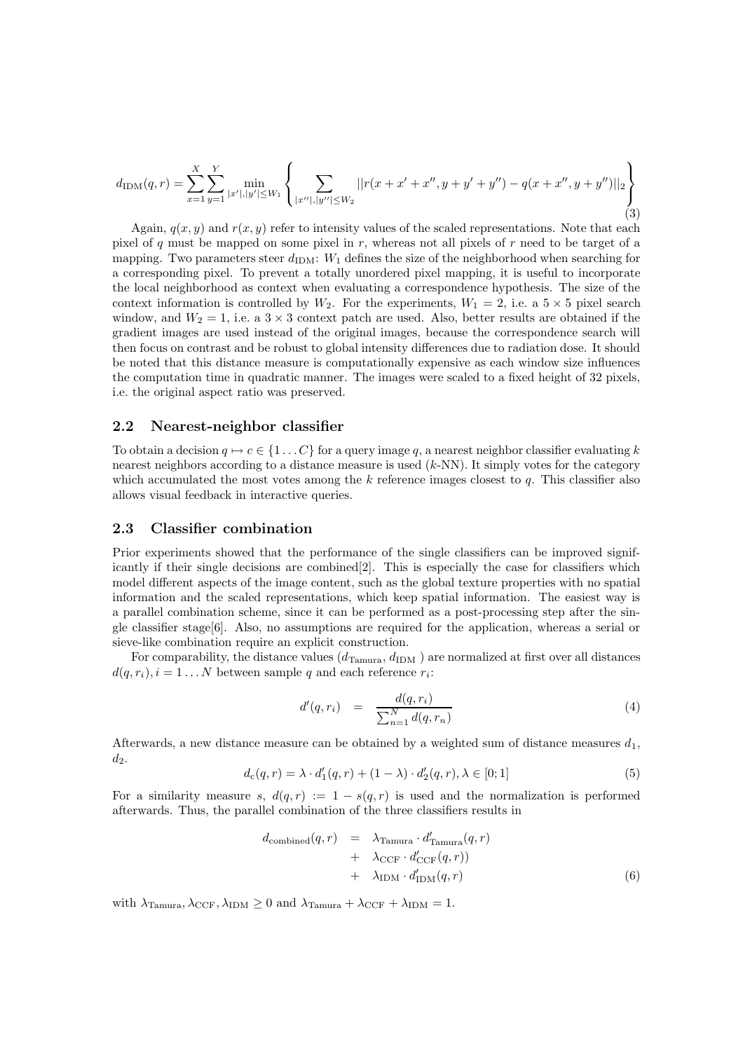$$d_{\text{IDM}}(q,r) = \sum_{x=1}^{X}\sum_{y=1}^{Y} \min_{|x'|,|y'|\leq W_1} \left\{ \sum_{|x''|,|y''|\leq W_2} ||r(x+x'+x'', y+y'+y'') - q(x+x'', y+y'')||_2 \right\} \tag{3}$$

Again, $q(x,y)$ and $r(x,y)$ refer to intensity values of the scaled representations. Note that each pixel of $q$ must be mapped on some pixel in $r$, whereas not all pixels of $r$ need to be target of a mapping. Two parameters steer $d_{\text{IDM}}$: $W_1$ defines the size of the neighborhood when searching for a corresponding pixel. To prevent a totally unordered pixel mapping, it is useful to incorporate the local neighborhood as context when evaluating a correspondence hypothesis. The size of the context information is controlled by $W_2$. For the experiments, $W_1 = 2$, i.e. a $5 \times 5$ pixel search window, and $W_2 = 1$, i.e. a $3 \times 3$ context patch are used. Also, better results are obtained if the gradient images are used instead of the original images, because the correspondence search will then focus on contrast and be robust to global intensity differences due to radiation dose. It should be noted that this distance measure is computationally expensive as each window size influences the computation time in quadratic manner. The images were scaled to a fixed height of 32 pixels, i.e. the original aspect ratio was preserved.

## 2.2 Nearest-neighbor classifier

To obtain a decision $q \mapsto c \in \{1 \ldots C\}$ for a query image $q$, a nearest neighbor classifier evaluating $k$ nearest neighbors according to a distance measure is used ($k$-NN). It simply votes for the category which accumulated the most votes among the $k$ reference images closest to $q$. This classifier also allows visual feedback in interactive queries.

## 2.3 Classifier combination

Prior experiments showed that the performance of the single classifiers can be improved significantly if their single decisions are combined[2]. This is especially the case for classifiers which model different aspects of the image content, such as the global texture properties with no spatial information and the scaled representations, which keep spatial information. The easiest way is a parallel combination scheme, since it can be performed as a post-processing step after the single classifier stage[6]. Also, no assumptions are required for the application, whereas a serial or sieve-like combination require an explicit construction.

For comparability, the distance values ($d_{\text{Tamura}}$, $d_{\text{IDM}}$ ) are normalized at first over all distances $d(q, r_i), i = 1 \ldots N$ between sample $q$ and each reference $r_i$:

$$d'(q, r_i) = \frac{d(q, r_i)}{\sum_{n=1}^{N} d(q, r_n)} \tag{4}$$

Afterwards, a new distance measure can be obtained by a weighted sum of distance measures $d_1$, $d_2$.

$$d_{\text{c}}(q,r) = \lambda \cdot d'_1(q,r) + (1-\lambda) \cdot d'_2(q,r), \lambda \in [0;1] \tag{5}$$

For a similarity measure $s$, $d(q,r) := 1 - s(q,r)$ is used and the normalization is performed afterwards. Thus, the parallel combination of the three classifiers results in

$$\begin{aligned} d_{\text{combined}}(q,r) &= \lambda_{\text{Tamura}} \cdot d'_{\text{Tamura}}(q,r) \\ &+ \lambda_{\text{CCF}} \cdot d'_{\text{CCF}}(q,r)) \\ &+ \lambda_{\text{IDM}} \cdot d'_{\text{IDM}}(q,r) \end{aligned} \tag{6}$$

with $\lambda_{\text{Tamura}}, \lambda_{\text{CCF}}, \lambda_{\text{IDM}} \geq 0$ and $\lambda_{\text{Tamura}} + \lambda_{\text{CCF}} + \lambda_{\text{IDM}} = 1$.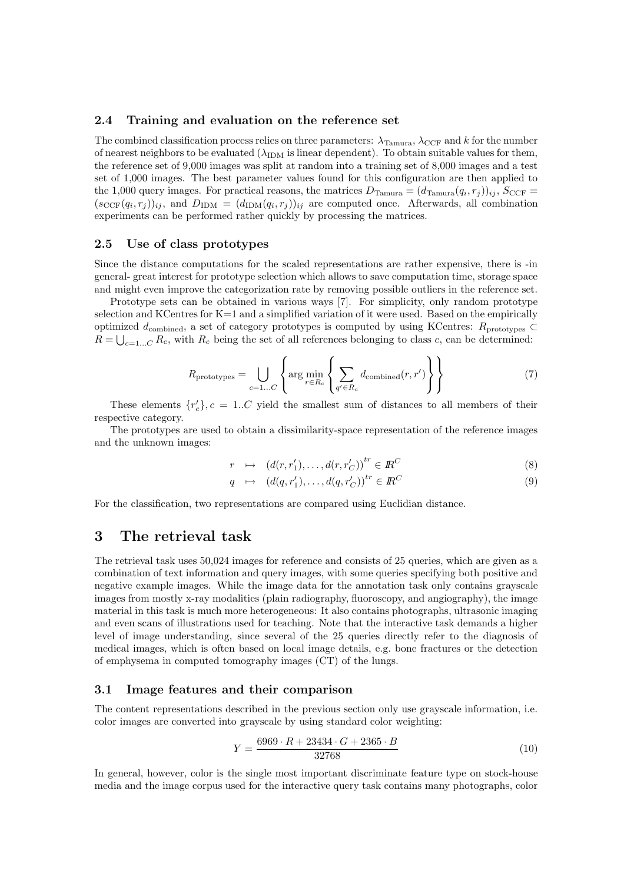### 2.4 Training and evaluation on the reference set

The combined classification process relies on three parameters: $\lambda_{\text{Tamura}}$, $\lambda_{\text{CCF}}$ and $k$ for the number of nearest neighbors to be evaluated ($\lambda_{\text{IDM}}$ is linear dependent). To obtain suitable values for them, the reference set of 9,000 images was split at random into a training set of 8,000 images and a test set of 1,000 images. The best parameter values found for this configuration are then applied to the 1,000 query images. For practical reasons, the matrices $D_{\text{Tamura}} = (d_{\text{Tamura}}(q_i, r_j))_{ij}$, $S_{\text{CCF}} = (s_{\text{CCF}}(q_i, r_j))_{ij}$, and $D_{\text{IDM}} = (d_{\text{IDM}}(q_i, r_j))_{ij}$ are computed once. Afterwards, all combination experiments can be performed rather quickly by processing the matrices.

### 2.5 Use of class prototypes

Since the distance computations for the scaled representations are rather expensive, there is -in general- great interest for prototype selection which allows to save computation time, storage space and might even improve the categorization rate by removing possible outliers in the reference set.

Prototype sets can be obtained in various ways [7]. For simplicity, only random prototype selection and KCentres for K=1 and a simplified variation of it were used. Based on the empirically optimized $d_{\text{combined}}$, a set of category prototypes is computed by using KCentres: $R_{\text{prototypes}} \subset R = \bigcup_{c=1\ldots C} R_c$, with $R_c$ being the set of all references belonging to class $c$, can be determined:

$$R_{\text{prototypes}} = \bigcup_{c=1\ldots C} \left\{ \arg\min_{r \in R_c} \left\{ \sum_{q' \in R_c} d_{\text{combined}}(r, r') \right\} \right\} \tag{7}$$

These elements $\{r'_c\}, c = 1..C$ yield the smallest sum of distances to all members of their respective category.

The prototypes are used to obtain a dissimilarity-space representation of the reference images and the unknown images:

$$r \mapsto (d(r, r'_1), \ldots, d(r, r'_C))^{tr} \in \mathbb{R}^C \tag{8}$$

$$q \mapsto (d(q, r'_1), \ldots, d(q, r'_C))^{tr} \in \mathbb{R}^C \tag{9}$$

For the classification, two representations are compared using Euclidian distance.

## 3 The retrieval task

The retrieval task uses 50,024 images for reference and consists of 25 queries, which are given as a combination of text information and query images, with some queries specifying both positive and negative example images. While the image data for the annotation task only contains grayscale images from mostly x-ray modalities (plain radiography, fluoroscopy, and angiography), the image material in this task is much more heterogeneous: It also contains photographs, ultrasonic imaging and even scans of illustrations used for teaching. Note that the interactive task demands a higher level of image understanding, since several of the 25 queries directly refer to the diagnosis of medical images, which is often based on local image details, e.g. bone fractures or the detection of emphysema in computed tomography images (CT) of the lungs.

### 3.1 Image features and their comparison

The content representations described in the previous section only use grayscale information, i.e. color images are converted into grayscale by using standard color weighting:

$$Y = \frac{6969 \cdot R + 23434 \cdot G + 2365 \cdot B}{32768} \tag{10}$$

In general, however, color is the single most important discriminate feature type on stock-house media and the image corpus used for the interactive query task contains many photographs, color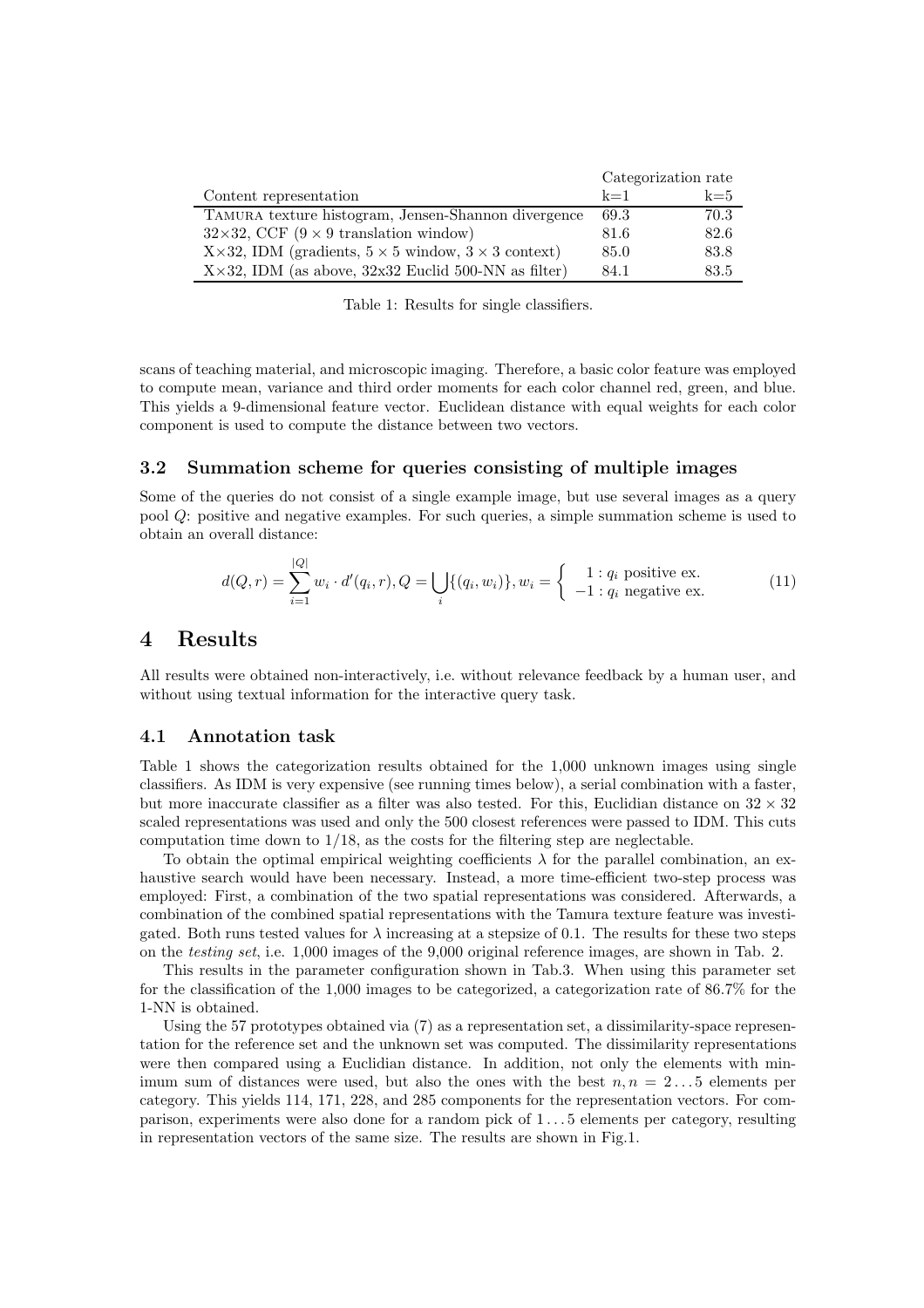| | Categorization rate | |
|---|---|---|
| Content representation | k=1 | k=5 |
| TAMURA texture histogram, Jensen-Shannon divergence | 69.3 | 70.3 |
| $32{\times}32$, CCF ($9 \times 9$ translation window) | 81.6 | 82.6 |
| X$\times$32, IDM (gradients, $5 \times 5$ window, $3 \times 3$ context) | 85.0 | 83.8 |
| X$\times$32, IDM (as above, 32x32 Euclid 500-NN as filter) | 84.1 | 83.5 |

Table 1: Results for single classifiers.

scans of teaching material, and microscopic imaging. Therefore, a basic color feature was employed to compute mean, variance and third order moments for each color channel red, green, and blue. This yields a 9-dimensional feature vector. Euclidean distance with equal weights for each color component is used to compute the distance between two vectors.

### 3.2 Summation scheme for queries consisting of multiple images

Some of the queries do not consist of a single example image, but use several images as a query pool $Q$: positive and negative examples. For such queries, a simple summation scheme is used to obtain an overall distance:

$$d(Q,r) = \sum_{i=1}^{|Q|} w_i \cdot d'(q_i, r), Q = \bigcup_i \{(q_i, w_i)\}, w_i = \begin{cases} 1 : q_i \text{ positive ex.} \\ -1 : q_i \text{ negative ex.} \end{cases} \tag{11}$$

## 4 Results

All results were obtained non-interactively, i.e. without relevance feedback by a human user, and without using textual information for the interactive query task.

### 4.1 Annotation task

Table 1 shows the categorization results obtained for the 1,000 unknown images using single classifiers. As IDM is very expensive (see running times below), a serial combination with a faster, but more inaccurate classifier as a filter was also tested. For this, Euclidian distance on $32 \times 32$ scaled representations was used and only the 500 closest references were passed to IDM. This cuts computation time down to 1/18, as the costs for the filtering step are neglectable.

To obtain the optimal empirical weighting coefficients $\lambda$ for the parallel combination, an exhaustive search would have been necessary. Instead, a more time-efficient two-step process was employed: First, a combination of the two spatial representations was considered. Afterwards, a combination of the combined spatial representations with the Tamura texture feature was investigated. Both runs tested values for $\lambda$ increasing at a stepsize of 0.1. The results for these two steps on the *testing set*, i.e. 1,000 images of the 9,000 original reference images, are shown in Tab. 2.

This results in the parameter configuration shown in Tab.3. When using this parameter set for the classification of the 1,000 images to be categorized, a categorization rate of 86.7% for the 1-NN is obtained.

Using the 57 prototypes obtained via (7) as a representation set, a dissimilarity-space representation for the reference set and the unknown set was computed. The dissimilarity representations were then compared using a Euclidian distance. In addition, not only the elements with minimum sum of distances were used, but also the ones with the best $n, n = 2 \ldots 5$ elements per category. This yields 114, 171, 228, and 285 components for the representation vectors. For comparison, experiments were also done for a random pick of $1 \ldots 5$ elements per category, resulting in representation vectors of the same size. The results are shown in Fig.1.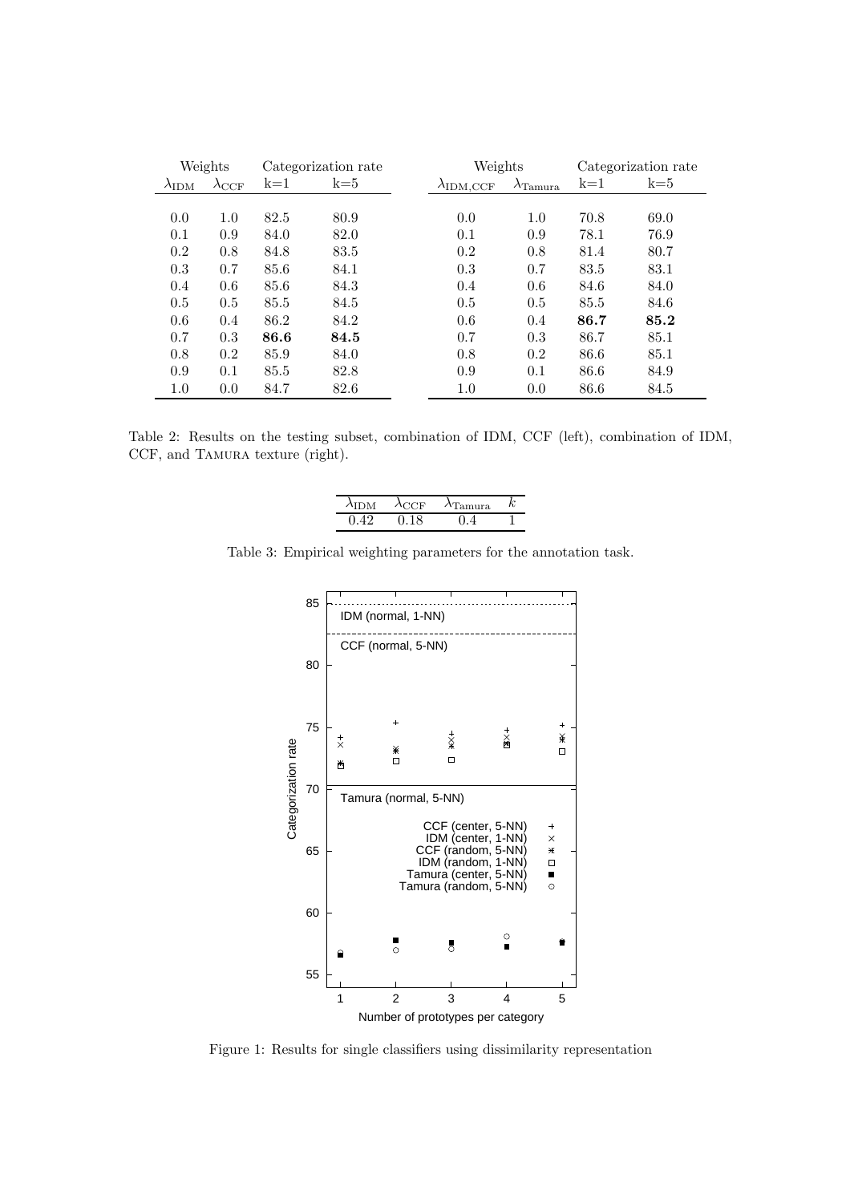| Weights | | Categorization rate | |
|---|---|---|---|
| $\lambda_{\text{IDM}}$ | $\lambda_{\text{CCF}}$ | k=1 | k=5 |
| 0.0 | 1.0 | 82.5 | 80.9 |
| 0.1 | 0.9 | 84.0 | 82.0 |
| 0.2 | 0.8 | 84.8 | 83.5 |
| 0.3 | 0.7 | 85.6 | 84.1 |
| 0.4 | 0.6 | 85.6 | 84.3 |
| 0.5 | 0.5 | 85.5 | 84.5 |
| 0.6 | 0.4 | 86.2 | 84.2 |
| 0.7 | 0.3 | **86.6** | **84.5** |
| 0.8 | 0.2 | 85.9 | 84.0 |
| 0.9 | 0.1 | 85.5 | 82.8 |
| 1.0 | 0.0 | 84.7 | 82.6 |

| Weights | | Categorization rate | |
|---|---|---|---|
| $\lambda_{\text{IDM,CCF}}$ | $\lambda_{\text{Tamura}}$ | k=1 | k=5 |
| 0.0 | 1.0 | 70.8 | 69.0 |
| 0.1 | 0.9 | 78.1 | 76.9 |
| 0.2 | 0.8 | 81.4 | 80.7 |
| 0.3 | 0.7 | 83.5 | 83.1 |
| 0.4 | 0.6 | 84.6 | 84.0 |
| 0.5 | 0.5 | 85.5 | 84.6 |
| 0.6 | 0.4 | **86.7** | **85.2** |
| 0.7 | 0.3 | 86.7 | 85.1 |
| 0.8 | 0.2 | 86.6 | 85.1 |
| 0.9 | 0.1 | 86.6 | 84.9 |
| 1.0 | 0.0 | 86.6 | 84.5 |

Table 2: Results on the testing subset, combination of IDM, CCF (left), combination of IDM, CCF, and Tamura texture (right).

| $\lambda_{\text{IDM}}$ | $\lambda_{\text{CCF}}$ | $\lambda_{\text{Tamura}}$ | $k$ |
|---|---|---|---|
| 0.42 | 0.18 | 0.4 | 1 |

Table 3: Empirical weighting parameters for the annotation task.

Figure 1: Results for single classifiers using dissimilarity representation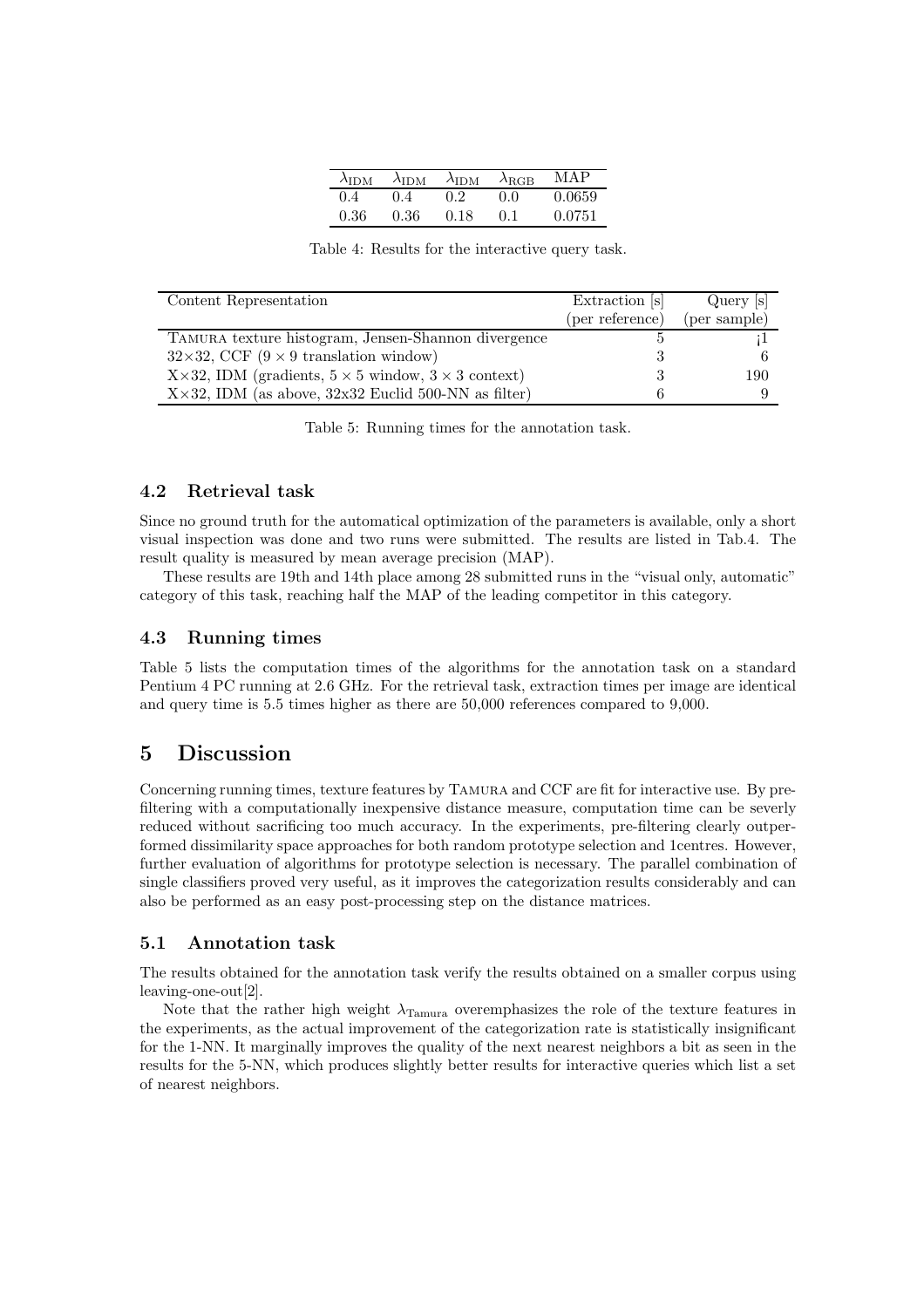| $\lambda_{\text{IDM}}$ | $\lambda_{\text{IDM}}$ | $\lambda_{\text{IDM}}$ | $\lambda_{\text{RGB}}$ | MAP |
|---|---|---|---|---|
| 0.4 | 0.4 | 0.2 | 0.0 | 0.0659 |
| 0.36 | 0.36 | 0.18 | 0.1 | 0.0751 |

Table 4: Results for the interactive query task.

| Content Representation | Extraction [s] (per reference) | Query [s] (per sample) |
|---|---|---|
| TAMURA texture histogram, Jensen-Shannon divergence | 5 | ¡1 |
| 32×32, CCF (9 × 9 translation window) | 3 | 6 |
| X×32, IDM (gradients, 5 × 5 window, 3 × 3 context) | 3 | 190 |
| X×32, IDM (as above, 32x32 Euclid 500-NN as filter) | 6 | 9 |

Table 5: Running times for the annotation task.

### 4.2 Retrieval task

Since no ground truth for the automatical optimization of the parameters is available, only a short visual inspection was done and two runs were submitted. The results are listed in Tab.4. The result quality is measured by mean average precision (MAP).

These results are 19th and 14th place among 28 submitted runs in the "visual only, automatic" category of this task, reaching half the MAP of the leading competitor in this category.

### 4.3 Running times

Table 5 lists the computation times of the algorithms for the annotation task on a standard Pentium 4 PC running at 2.6 GHz. For the retrieval task, extraction times per image are identical and query time is 5.5 times higher as there are 50,000 references compared to 9,000.

## 5 Discussion

Concerning running times, texture features by TAMURA and CCF are fit for interactive use. By pre-filtering with a computationally inexpensive distance measure, computation time can be severly reduced without sacrificing too much accuracy. In the experiments, pre-filtering clearly outperformed dissimilarity space approaches for both random prototype selection and 1centres. However, further evaluation of algorithms for prototype selection is necessary. The parallel combination of single classifiers proved very useful, as it improves the categorization results considerably and can also be performed as an easy post-processing step on the distance matrices.

### 5.1 Annotation task

The results obtained for the annotation task verify the results obtained on a smaller corpus using leaving-one-out[2].

Note that the rather high weight $\lambda_{\text{Tamura}}$ overemphasizes the role of the texture features in the experiments, as the actual improvement of the categorization rate is statistically insignificant for the 1-NN. It marginally improves the quality of the next nearest neighbors a bit as seen in the results for the 5-NN, which produces slightly better results for interactive queries which list a set of nearest neighbors.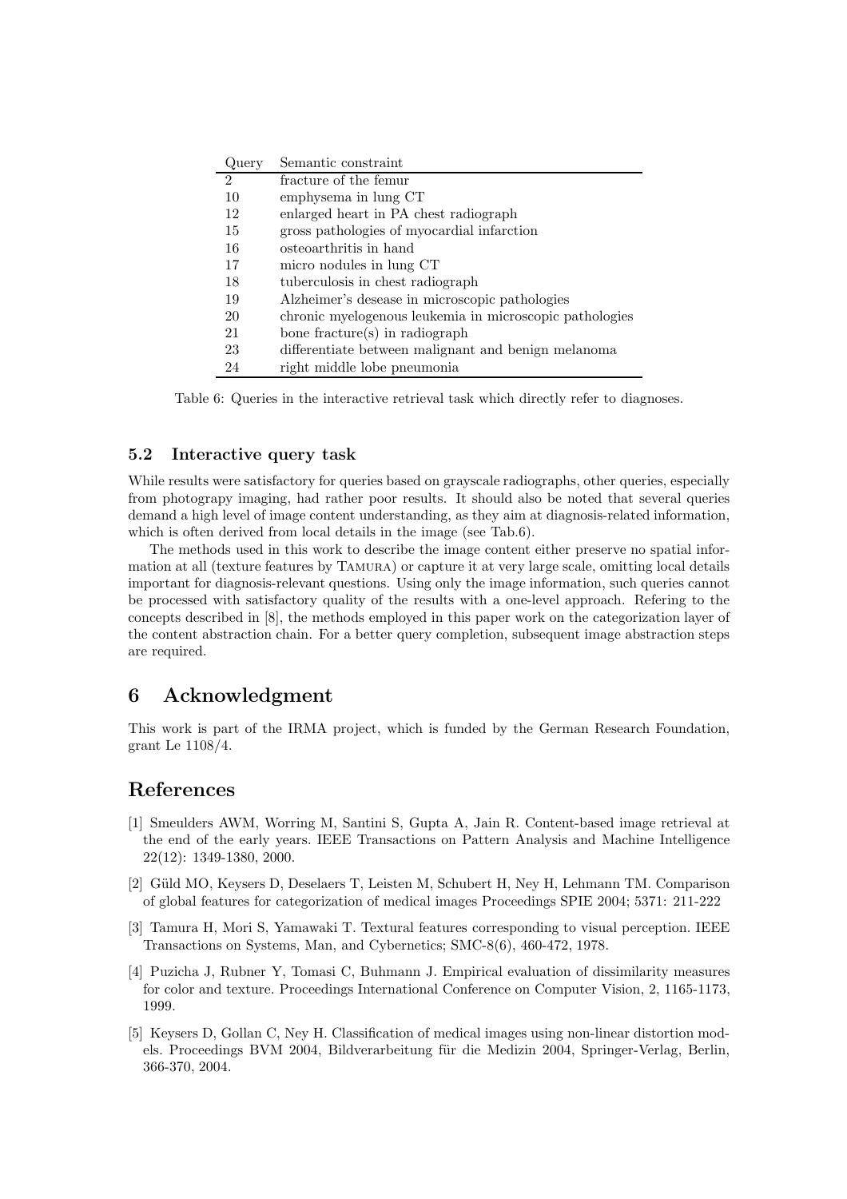| Query | Semantic constraint |
|---|---|
| 2 | fracture of the femur |
| 10 | emphysema in lung CT |
| 12 | enlarged heart in PA chest radiograph |
| 15 | gross pathologies of myocardial infarction |
| 16 | osteoarthritis in hand |
| 17 | micro nodules in lung CT |
| 18 | tuberculosis in chest radiograph |
| 19 | Alzheimer's desease in microscopic pathologies |
| 20 | chronic myelogenous leukemia in microscopic pathologies |
| 21 | bone fracture(s) in radiograph |
| 23 | differentiate between malignant and benign melanoma |
| 24 | right middle lobe pneumonia |

Table 6: Queries in the interactive retrieval task which directly refer to diagnoses.

### 5.2 Interactive query task

While results were satisfactory for queries based on grayscale radiographs, other queries, especially from photograpy imaging, had rather poor results. It should also be noted that several queries demand a high level of image content understanding, as they aim at diagnosis-related information, which is often derived from local details in the image (see Tab.6).

The methods used in this work to describe the image content either preserve no spatial information at all (texture features by Tamura) or capture it at very large scale, omitting local details important for diagnosis-relevant questions. Using only the image information, such queries cannot be processed with satisfactory quality of the results with a one-level approach. Refering to the concepts described in [8], the methods employed in this paper work on the categorization layer of the content abstraction chain. For a better query completion, subsequent image abstraction steps are required.

## 6 Acknowledgment

This work is part of the IRMA project, which is funded by the German Research Foundation, grant Le 1108/4.

## References

[1] Smeulders AWM, Worring M, Santini S, Gupta A, Jain R. Content-based image retrieval at the end of the early years. IEEE Transactions on Pattern Analysis and Machine Intelligence 22(12): 1349-1380, 2000.

[2] Güld MO, Keysers D, Deselaers T, Leisten M, Schubert H, Ney H, Lehmann TM. Comparison of global features for categorization of medical images Proceedings SPIE 2004; 5371: 211-222

[3] Tamura H, Mori S, Yamawaki T. Textural features corresponding to visual perception. IEEE Transactions on Systems, Man, and Cybernetics; SMC-8(6), 460-472, 1978.

[4] Puzicha J, Rubner Y, Tomasi C, Buhmann J. Empirical evaluation of dissimilarity measures for color and texture. Proceedings International Conference on Computer Vision, 2, 1165-1173, 1999.

[5] Keysers D, Gollan C, Ney H. Classification of medical images using non-linear distortion models. Proceedings BVM 2004, Bildverarbeitung für die Medizin 2004, Springer-Verlag, Berlin, 366-370, 2004.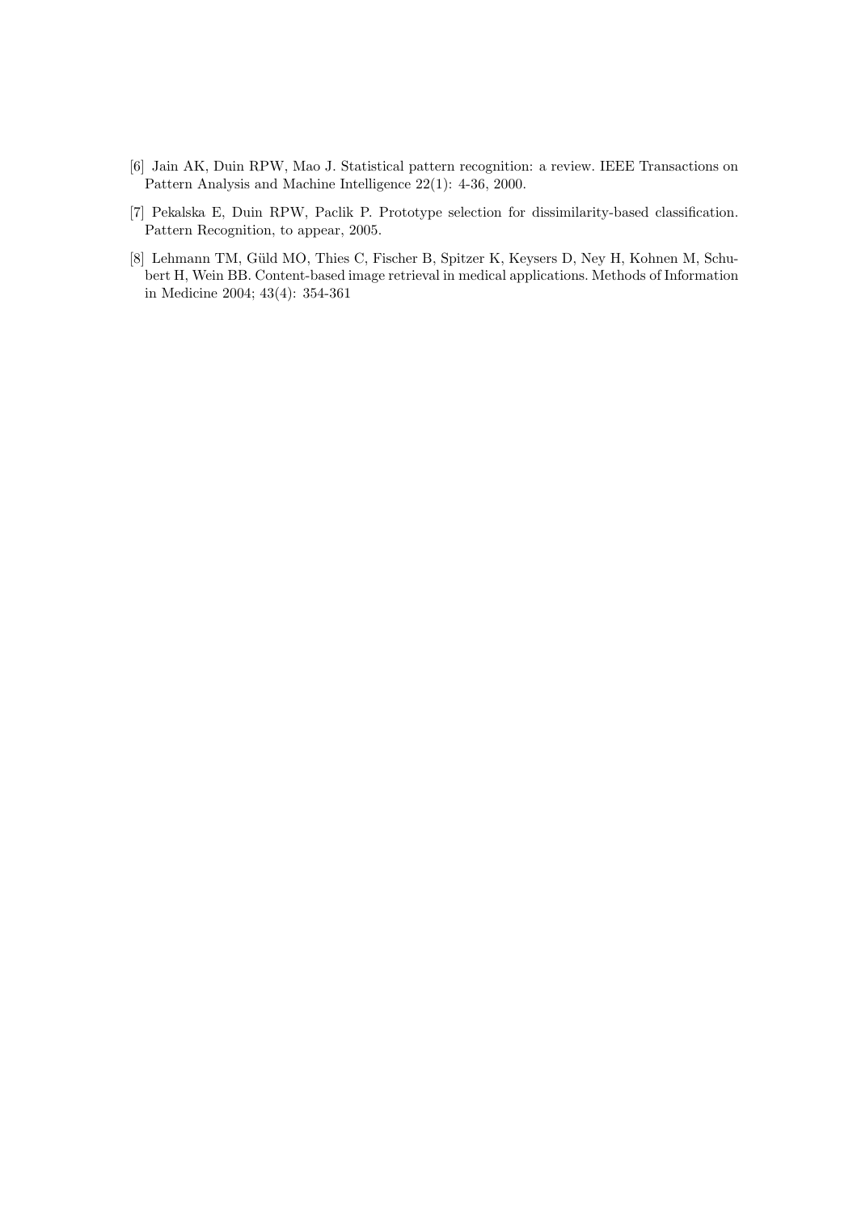[6] Jain AK, Duin RPW, Mao J. Statistical pattern recognition: a review. IEEE Transactions on Pattern Analysis and Machine Intelligence 22(1): 4-36, 2000.

[7] Pekalska E, Duin RPW, Paclik P. Prototype selection for dissimilarity-based classification. Pattern Recognition, to appear, 2005.

[8] Lehmann TM, Güld MO, Thies C, Fischer B, Spitzer K, Keysers D, Ney H, Kohnen M, Schubert H, Wein BB. Content-based image retrieval in medical applications. Methods of Information in Medicine 2004; 43(4): 354-361